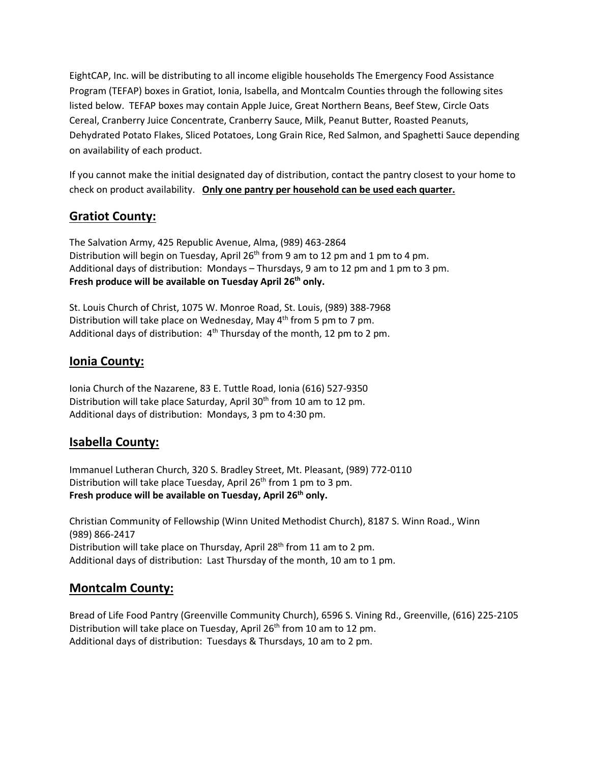EightCAP, Inc. will be distributing to all income eligible households The Emergency Food Assistance Program (TEFAP) boxes in Gratiot, Ionia, Isabella, and Montcalm Counties through the following sites listed below. TEFAP boxes may contain Apple Juice, Great Northern Beans, Beef Stew, Circle Oats Cereal, Cranberry Juice Concentrate, Cranberry Sauce, Milk, Peanut Butter, Roasted Peanuts, Dehydrated Potato Flakes, Sliced Potatoes, Long Grain Rice, Red Salmon, and Spaghetti Sauce depending on availability of each product.

If you cannot make the initial designated day of distribution, contact the pantry closest to your home to check on product availability. **Only one pantry per household can be used each quarter.**

## Gratiot County:

The Salvation Army, 425 Republic Avenue, Alma, (989) 463-2864
Distribution will begin on Tuesday, April 26th from 9 am to 12 pm and 1 pm to 4 pm.
Additional days of distribution: Mondays – Thursdays, 9 am to 12 pm and 1 pm to 3 pm.
**Fresh produce will be available on Tuesday April 26th only.**

St. Louis Church of Christ, 1075 W. Monroe Road, St. Louis, (989) 388-7968
Distribution will take place on Wednesday, May 4th from 5 pm to 7 pm.
Additional days of distribution: 4th Thursday of the month, 12 pm to 2 pm.

## Ionia County:

Ionia Church of the Nazarene, 83 E. Tuttle Road, Ionia (616) 527-9350
Distribution will take place Saturday, April 30th from 10 am to 12 pm.
Additional days of distribution: Mondays, 3 pm to 4:30 pm.

## Isabella County:

Immanuel Lutheran Church, 320 S. Bradley Street, Mt. Pleasant, (989) 772-0110
Distribution will take place Tuesday, April 26th from 1 pm to 3 pm.
**Fresh produce will be available on Tuesday, April 26th only.**

Christian Community of Fellowship (Winn United Methodist Church), 8187 S. Winn Road., Winn
(989) 866-2417
Distribution will take place on Thursday, April 28th from 11 am to 2 pm.
Additional days of distribution: Last Thursday of the month, 10 am to 1 pm.

## Montcalm County:

Bread of Life Food Pantry (Greenville Community Church), 6596 S. Vining Rd., Greenville, (616) 225-2105
Distribution will take place on Tuesday, April 26th from 10 am to 12 pm.
Additional days of distribution: Tuesdays & Thursdays, 10 am to 2 pm.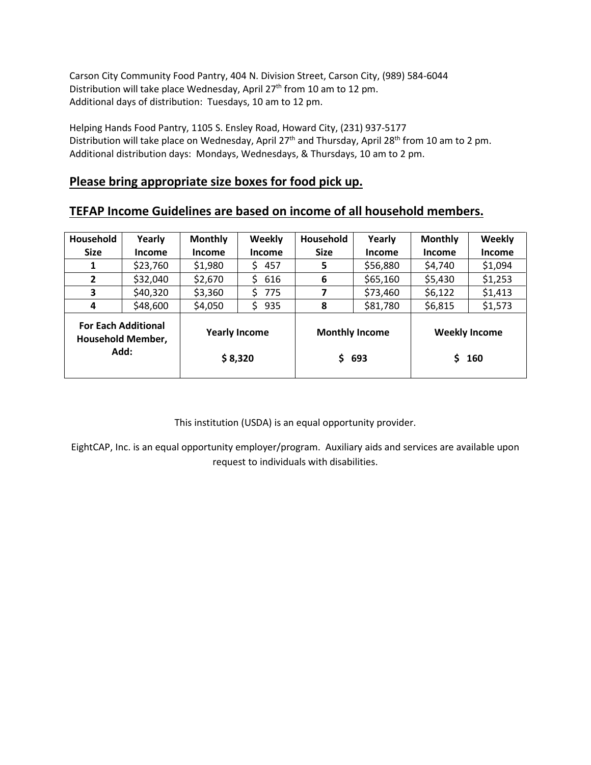Carson City Community Food Pantry, 404 N. Division Street, Carson City, (989) 584-6044
Distribution will take place Wednesday, April 27th from 10 am to 12 pm.
Additional days of distribution: Tuesdays, 10 am to 12 pm.

Helping Hands Food Pantry, 1105 S. Ensley Road, Howard City, (231) 937-5177
Distribution will take place on Wednesday, April 27th and Thursday, April 28th from 10 am to 2 pm.
Additional distribution days: Mondays, Wednesdays, & Thursdays, 10 am to 2 pm.

## **Please bring appropriate size boxes for food pick up.**

## **TEFAP Income Guidelines are based on income of all household members.**

| Household Size | Yearly Income | Monthly Income | Weekly Income | Household Size | Yearly Income | Monthly Income | Weekly Income |
|---|---|---|---|---|---|---|---|
| **1** | $23,760 | $1,980 | $ 457 | **5** | $56,880 | $4,740 | $1,094 |
| **2** | $32,040 | $2,670 | $ 616 | **6** | $65,160 | $5,430 | $1,253 |
| **3** | $40,320 | $3,360 | $ 775 | **7** | $73,460 | $6,122 | $1,413 |
| **4** | $48,600 | $4,050 | $ 935 | **8** | $81,780 | $6,815 | $1,573 |
| **For Each Additional Household Member, Add:** | | **Yearly Income $ 8,320** | | **Monthly Income $ 693** | | **Weekly Income $ 160** | |

This institution (USDA) is an equal opportunity provider.

EightCAP, Inc. is an equal opportunity employer/program. Auxiliary aids and services are available upon request to individuals with disabilities.